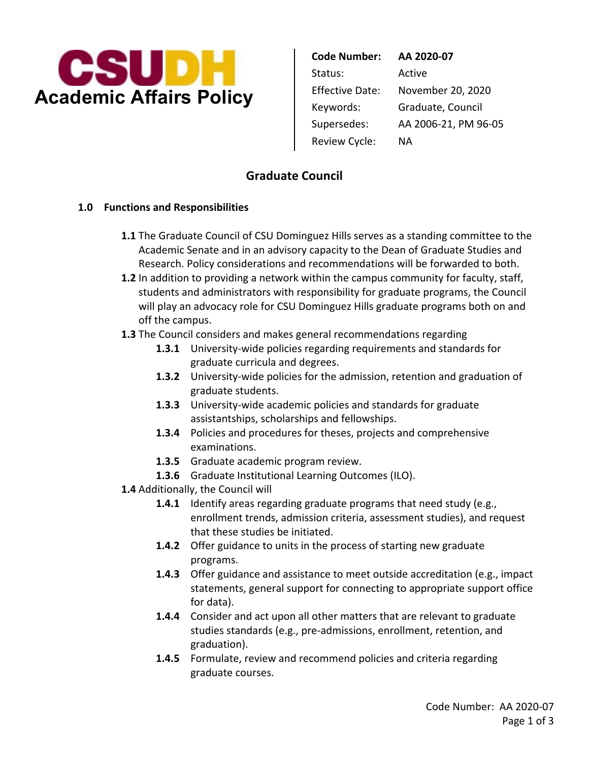**CSUDH**
**Academic Affairs Policy**

| | |
|---|---|
| **Code Number:** | **AA 2020-07** |
| Status: | Active |
| Effective Date: | November 20, 2020 |
| Keywords: | Graduate, Council |
| Supersedes: | AA 2006-21, PM 96-05 |
| Review Cycle: | NA |

# Graduate Council

## 1.0 Functions and Responsibilities

**1.1** The Graduate Council of CSU Dominguez Hills serves as a standing committee to the Academic Senate and in an advisory capacity to the Dean of Graduate Studies and Research. Policy considerations and recommendations will be forwarded to both.

**1.2** In addition to providing a network within the campus community for faculty, staff, students and administrators with responsibility for graduate programs, the Council will play an advocacy role for CSU Dominguez Hills graduate programs both on and off the campus.

**1.3** The Council considers and makes general recommendations regarding

- **1.3.1** University-wide policies regarding requirements and standards for graduate curricula and degrees.
- **1.3.2** University-wide policies for the admission, retention and graduation of graduate students.
- **1.3.3** University-wide academic policies and standards for graduate assistantships, scholarships and fellowships.
- **1.3.4** Policies and procedures for theses, projects and comprehensive examinations.
- **1.3.5** Graduate academic program review.
- **1.3.6** Graduate Institutional Learning Outcomes (ILO).

**1.4** Additionally, the Council will

- **1.4.1** Identify areas regarding graduate programs that need study (e.g., enrollment trends, admission criteria, assessment studies), and request that these studies be initiated.
- **1.4.2** Offer guidance to units in the process of starting new graduate programs.
- **1.4.3** Offer guidance and assistance to meet outside accreditation (e.g., impact statements, general support for connecting to appropriate support office for data).
- **1.4.4** Consider and act upon all other matters that are relevant to graduate studies standards (e.g., pre-admissions, enrollment, retention, and graduation).
- **1.4.5** Formulate, review and recommend policies and criteria regarding graduate courses.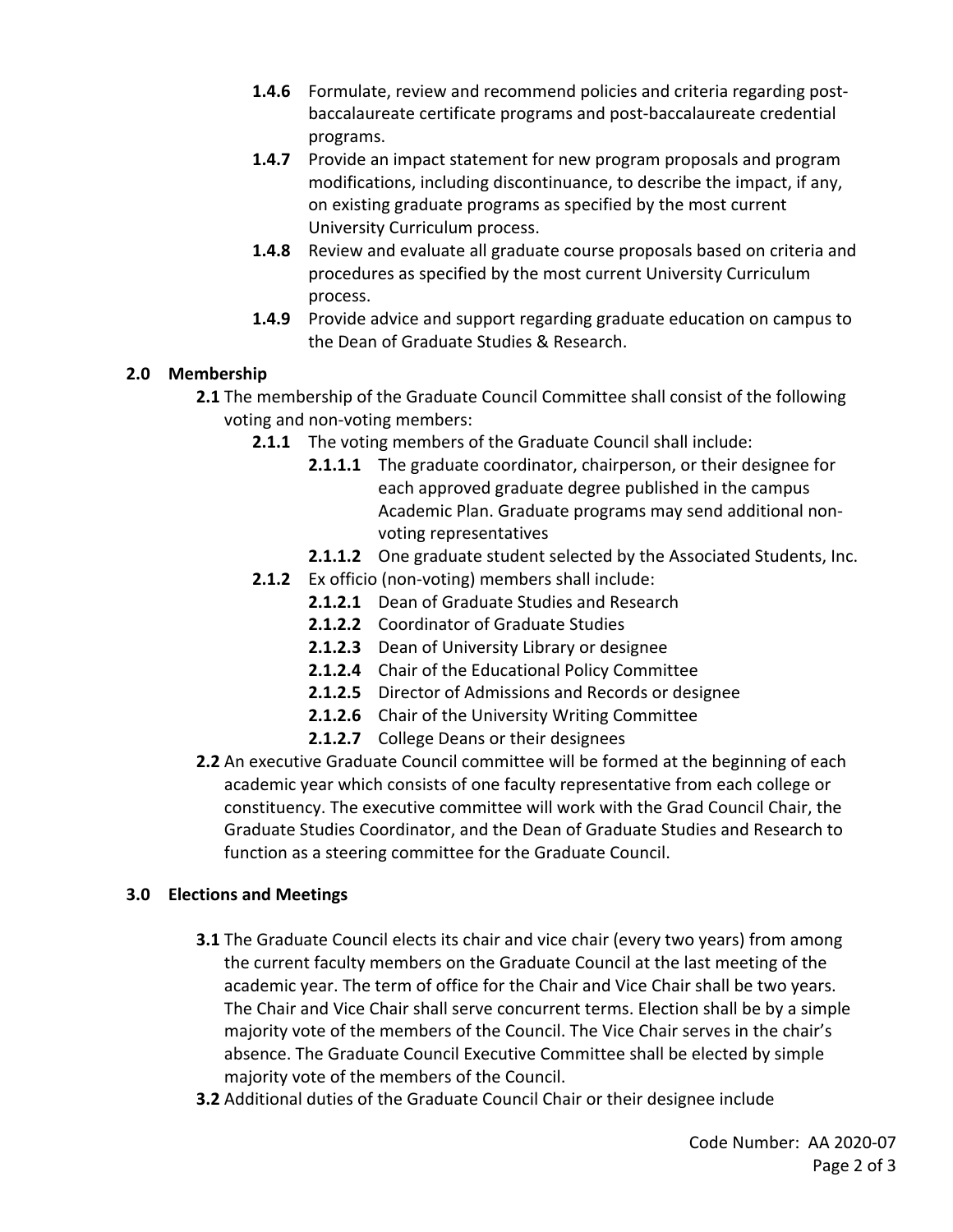**1.4.6** Formulate, review and recommend policies and criteria regarding post-baccalaureate certificate programs and post-baccalaureate credential programs.

**1.4.7** Provide an impact statement for new program proposals and program modifications, including discontinuance, to describe the impact, if any, on existing graduate programs as specified by the most current University Curriculum process.

**1.4.8** Review and evaluate all graduate course proposals based on criteria and procedures as specified by the most current University Curriculum process.

**1.4.9** Provide advice and support regarding graduate education on campus to the Dean of Graduate Studies & Research.

## 2.0 Membership

**2.1** The membership of the Graduate Council Committee shall consist of the following voting and non-voting members:

**2.1.1** The voting members of the Graduate Council shall include:

**2.1.1.1** The graduate coordinator, chairperson, or their designee for each approved graduate degree published in the campus Academic Plan. Graduate programs may send additional non-voting representatives

**2.1.1.2** One graduate student selected by the Associated Students, Inc.

**2.1.2** Ex officio (non-voting) members shall include:

**2.1.2.1** Dean of Graduate Studies and Research

**2.1.2.2** Coordinator of Graduate Studies

**2.1.2.3** Dean of University Library or designee

**2.1.2.4** Chair of the Educational Policy Committee

**2.1.2.5** Director of Admissions and Records or designee

**2.1.2.6** Chair of the University Writing Committee

**2.1.2.7** College Deans or their designees

**2.2** An executive Graduate Council committee will be formed at the beginning of each academic year which consists of one faculty representative from each college or constituency. The executive committee will work with the Grad Council Chair, the Graduate Studies Coordinator, and the Dean of Graduate Studies and Research to function as a steering committee for the Graduate Council.

## 3.0 Elections and Meetings

**3.1** The Graduate Council elects its chair and vice chair (every two years) from among the current faculty members on the Graduate Council at the last meeting of the academic year. The term of office for the Chair and Vice Chair shall be two years. The Chair and Vice Chair shall serve concurrent terms. Election shall be by a simple majority vote of the members of the Council. The Vice Chair serves in the chair's absence. The Graduate Council Executive Committee shall be elected by simple majority vote of the members of the Council.

**3.2** Additional duties of the Graduate Council Chair or their designee include

Code Number: AA 2020-07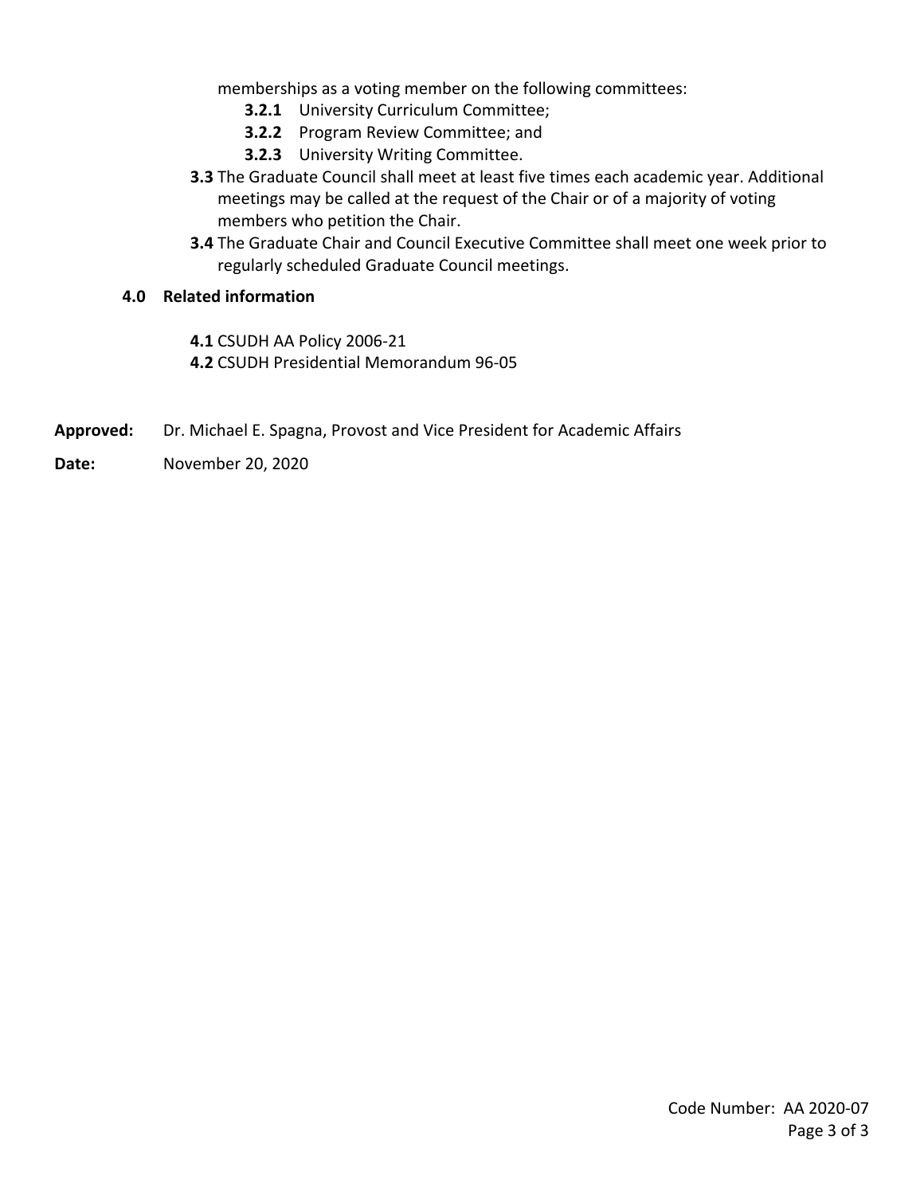memberships as a voting member on the following committees:

- **3.2.1** University Curriculum Committee;
- **3.2.2** Program Review Committee; and
- **3.2.3** University Writing Committee.

**3.3** The Graduate Council shall meet at least five times each academic year. Additional meetings may be called at the request of the Chair or of a majority of voting members who petition the Chair.

**3.4** The Graduate Chair and Council Executive Committee shall meet one week prior to regularly scheduled Graduate Council meetings.

## 4.0 Related information

**4.1** CSUDH AA Policy 2006-21

**4.2** CSUDH Presidential Memorandum 96-05

**Approved:** Dr. Michael E. Spagna, Provost and Vice President for Academic Affairs

**Date:** November 20, 2020

Code Number: AA 2020-07